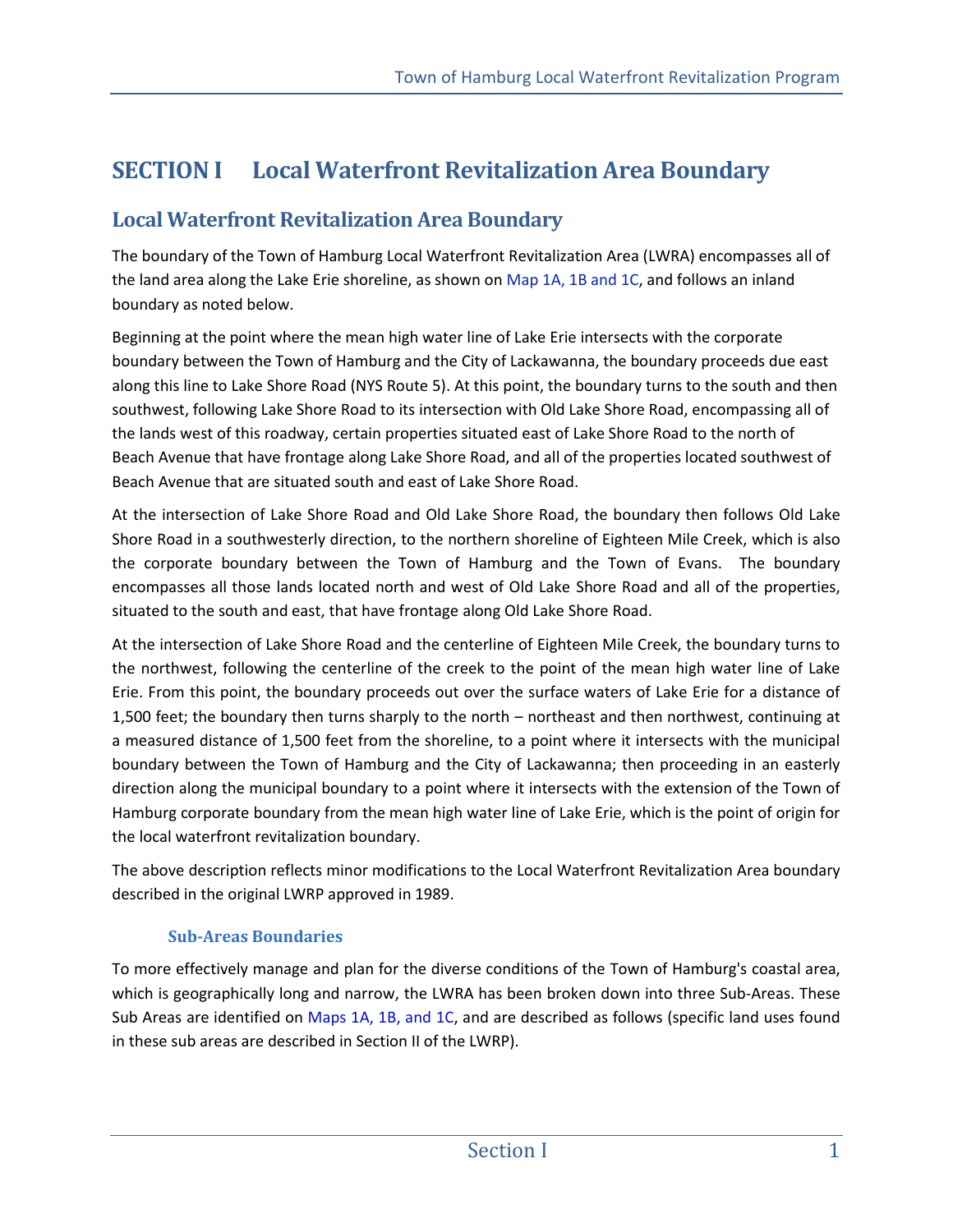# SECTION I Local Waterfront Revitalization Area Boundary

## Local Waterfront Revitalization Area Boundary

The boundary of the Town of Hamburg Local Waterfront Revitalization Area (LWRA) encompasses all of the land area along the Lake Erie shoreline, as shown on Map 1A, 1B and 1C, and follows an inland boundary as noted below.

Beginning at the point where the mean high water line of Lake Erie intersects with the corporate boundary between the Town of Hamburg and the City of Lackawanna, the boundary proceeds due east along this line to Lake Shore Road (NYS Route 5). At this point, the boundary turns to the south and then southwest, following Lake Shore Road to its intersection with Old Lake Shore Road, encompassing all of the lands west of this roadway, certain properties situated east of Lake Shore Road to the north of Beach Avenue that have frontage along Lake Shore Road, and all of the properties located southwest of Beach Avenue that are situated south and east of Lake Shore Road.

At the intersection of Lake Shore Road and Old Lake Shore Road, the boundary then follows Old Lake Shore Road in a southwesterly direction, to the northern shoreline of Eighteen Mile Creek, which is also the corporate boundary between the Town of Hamburg and the Town of Evans. The boundary encompasses all those lands located north and west of Old Lake Shore Road and all of the properties, situated to the south and east, that have frontage along Old Lake Shore Road.

At the intersection of Lake Shore Road and the centerline of Eighteen Mile Creek, the boundary turns to the northwest, following the centerline of the creek to the point of the mean high water line of Lake Erie. From this point, the boundary proceeds out over the surface waters of Lake Erie for a distance of 1,500 feet; the boundary then turns sharply to the north – northeast and then northwest, continuing at a measured distance of 1,500 feet from the shoreline, to a point where it intersects with the municipal boundary between the Town of Hamburg and the City of Lackawanna; then proceeding in an easterly direction along the municipal boundary to a point where it intersects with the extension of the Town of Hamburg corporate boundary from the mean high water line of Lake Erie, which is the point of origin for the local waterfront revitalization boundary.

The above description reflects minor modifications to the Local Waterfront Revitalization Area boundary described in the original LWRP approved in 1989.

### Sub-Areas Boundaries

To more effectively manage and plan for the diverse conditions of the Town of Hamburg's coastal area, which is geographically long and narrow, the LWRA has been broken down into three Sub-Areas. These Sub Areas are identified on Maps 1A, 1B, and 1C, and are described as follows (specific land uses found in these sub areas are described in Section II of the LWRP).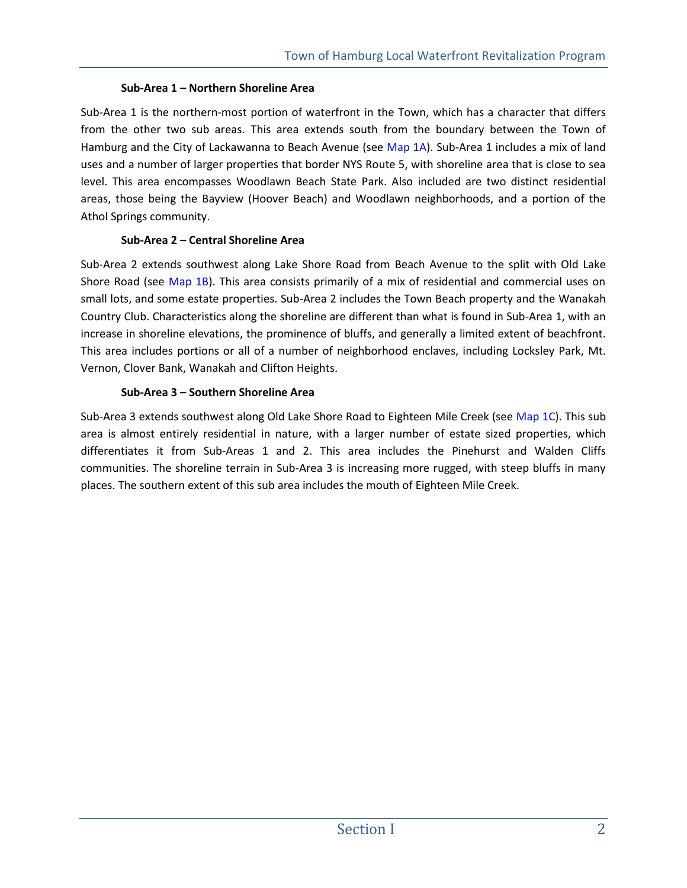**Sub-Area 1 – Northern Shoreline Area**

Sub-Area 1 is the northern-most portion of waterfront in the Town, which has a character that differs from the other two sub areas. This area extends south from the boundary between the Town of Hamburg and the City of Lackawanna to Beach Avenue (see Map 1A). Sub-Area 1 includes a mix of land uses and a number of larger properties that border NYS Route 5, with shoreline area that is close to sea level. This area encompasses Woodlawn Beach State Park. Also included are two distinct residential areas, those being the Bayview (Hoover Beach) and Woodlawn neighborhoods, and a portion of the Athol Springs community.

**Sub-Area 2 – Central Shoreline Area**

Sub-Area 2 extends southwest along Lake Shore Road from Beach Avenue to the split with Old Lake Shore Road (see Map 1B). This area consists primarily of a mix of residential and commercial uses on small lots, and some estate properties. Sub-Area 2 includes the Town Beach property and the Wanakah Country Club. Characteristics along the shoreline are different than what is found in Sub-Area 1, with an increase in shoreline elevations, the prominence of bluffs, and generally a limited extent of beachfront. This area includes portions or all of a number of neighborhood enclaves, including Locksley Park, Mt. Vernon, Clover Bank, Wanakah and Clifton Heights.

**Sub-Area 3 – Southern Shoreline Area**

Sub-Area 3 extends southwest along Old Lake Shore Road to Eighteen Mile Creek (see Map 1C). This sub area is almost entirely residential in nature, with a larger number of estate sized properties, which differentiates it from Sub-Areas 1 and 2. This area includes the Pinehurst and Walden Cliffs communities. The shoreline terrain in Sub-Area 3 is increasing more rugged, with steep bluffs in many places. The southern extent of this sub area includes the mouth of Eighteen Mile Creek.